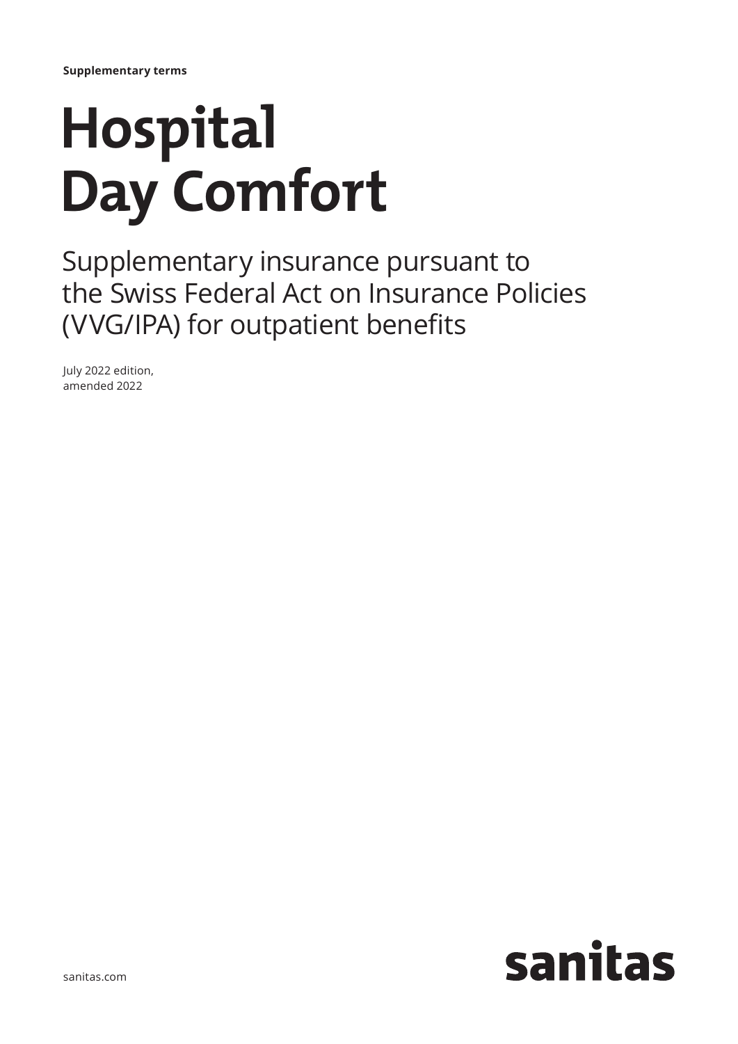**Supplementary terms**

# Hospital Day Comfort

## Supplementary insurance pursuant to the Swiss Federal Act on Insurance Policies (VVG/IPA) for outpatient benefits

July 2022 edition,
amended 2022

sanitas.com

sanitas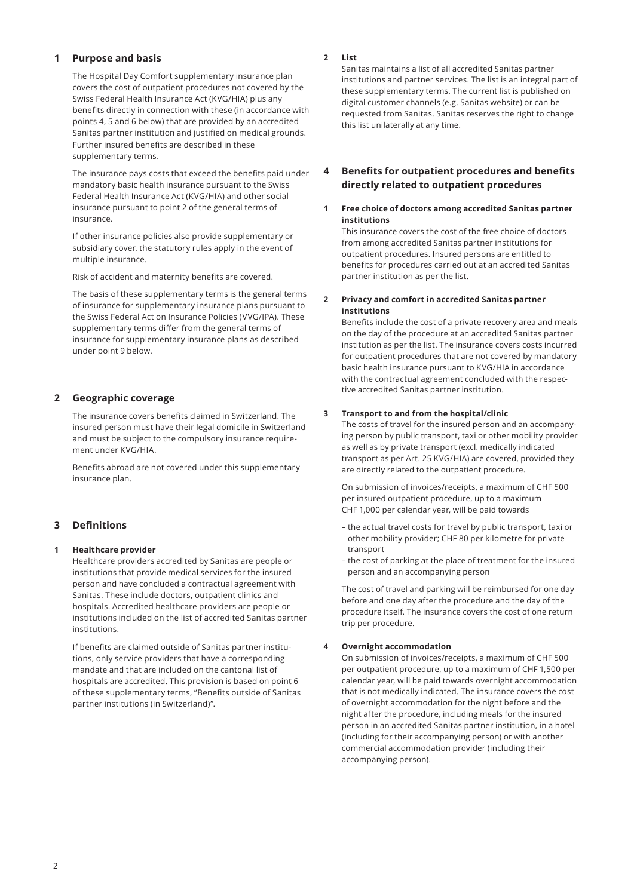## 1 Purpose and basis

The Hospital Day Comfort supplementary insurance plan covers the cost of outpatient procedures not covered by the Swiss Federal Health Insurance Act (KVG/HIA) plus any benefits directly in connection with these (in accordance with points 4, 5 and 6 below) that are provided by an accredited Sanitas partner institution and justified on medical grounds. Further insured benefits are described in these supplementary terms.

The insurance pays costs that exceed the benefits paid under mandatory basic health insurance pursuant to the Swiss Federal Health Insurance Act (KVG/HIA) and other social insurance pursuant to point 2 of the general terms of insurance.

If other insurance policies also provide supplementary or subsidiary cover, the statutory rules apply in the event of multiple insurance.

Risk of accident and maternity benefits are covered.

The basis of these supplementary terms is the general terms of insurance for supplementary insurance plans pursuant to the Swiss Federal Act on Insurance Policies (VVG/IPA). These supplementary terms differ from the general terms of insurance for supplementary insurance plans as described under point 9 below.

## 2 Geographic coverage

The insurance covers benefits claimed in Switzerland. The insured person must have their legal domicile in Switzerland and must be subject to the compulsory insurance requirement under KVG/HIA.

Benefits abroad are not covered under this supplementary insurance plan.

## 3 Definitions

**1 Healthcare provider**

Healthcare providers accredited by Sanitas are people or institutions that provide medical services for the insured person and have concluded a contractual agreement with Sanitas. These include doctors, outpatient clinics and hospitals. Accredited healthcare providers are people or institutions included on the list of accredited Sanitas partner institutions.

If benefits are claimed outside of Sanitas partner institutions, only service providers that have a corresponding mandate and that are included on the cantonal list of hospitals are accredited. This provision is based on point 6 of these supplementary terms, "Benefits outside of Sanitas partner institutions (in Switzerland)".

**2 List**

Sanitas maintains a list of all accredited Sanitas partner institutions and partner services. The list is an integral part of these supplementary terms. The current list is published on digital customer channels (e.g. Sanitas website) or can be requested from Sanitas. Sanitas reserves the right to change this list unilaterally at any time.

## 4 Benefits for outpatient procedures and benefits directly related to outpatient procedures

**1 Free choice of doctors among accredited Sanitas partner institutions**

This insurance covers the cost of the free choice of doctors from among accredited Sanitas partner institutions for outpatient procedures. Insured persons are entitled to benefits for procedures carried out at an accredited Sanitas partner institution as per the list.

**2 Privacy and comfort in accredited Sanitas partner institutions**

Benefits include the cost of a private recovery area and meals on the day of the procedure at an accredited Sanitas partner institution as per the list. The insurance covers costs incurred for outpatient procedures that are not covered by mandatory basic health insurance pursuant to KVG/HIA in accordance with the contractual agreement concluded with the respective accredited Sanitas partner institution.

**3 Transport to and from the hospital/clinic**

The costs of travel for the insured person and an accompanying person by public transport, taxi or other mobility provider as well as by private transport (excl. medically indicated transport as per Art. 25 KVG/HIA) are covered, provided they are directly related to the outpatient procedure.

On submission of invoices/receipts, a maximum of CHF 500 per insured outpatient procedure, up to a maximum CHF 1,000 per calendar year, will be paid towards

- the actual travel costs for travel by public transport, taxi or other mobility provider; CHF 80 per kilometre for private transport
- the cost of parking at the place of treatment for the insured person and an accompanying person

The cost of travel and parking will be reimbursed for one day before and one day after the procedure and the day of the procedure itself. The insurance covers the cost of one return trip per procedure.

**4 Overnight accommodation**

On submission of invoices/receipts, a maximum of CHF 500 per outpatient procedure, up to a maximum of CHF 1,500 per calendar year, will be paid towards overnight accommodation that is not medically indicated. The insurance covers the cost of overnight accommodation for the night before and the night after the procedure, including meals for the insured person in an accredited Sanitas partner institution, in a hotel (including for their accompanying person) or with another commercial accommodation provider (including their accompanying person).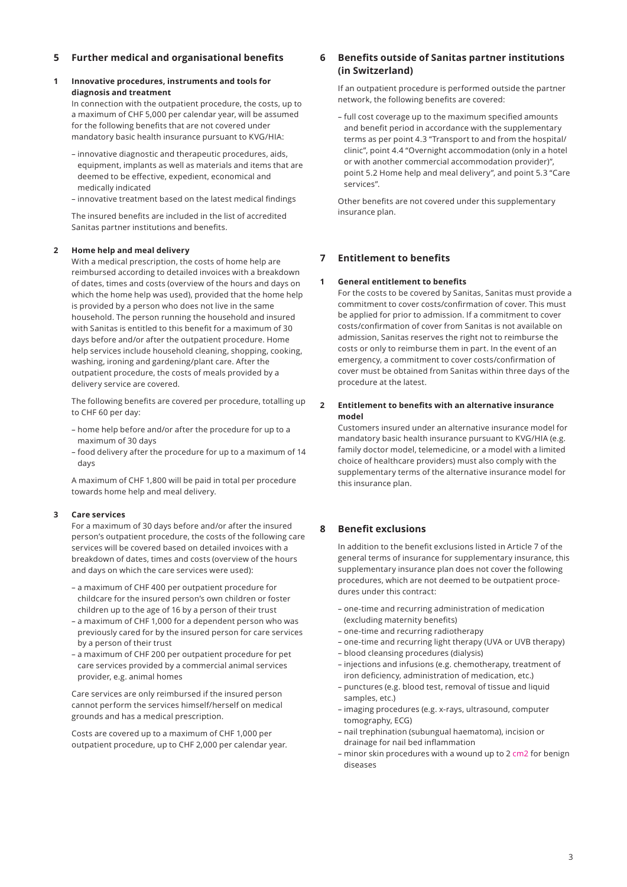## 5 Further medical and organisational benefits

### 1 Innovative procedures, instruments and tools for diagnosis and treatment

In connection with the outpatient procedure, the costs, up to a maximum of CHF 5,000 per calendar year, will be assumed for the following benefits that are not covered under mandatory basic health insurance pursuant to KVG/HIA:

- innovative diagnostic and therapeutic procedures, aids, equipment, implants as well as materials and items that are deemed to be effective, expedient, economical and medically indicated
- innovative treatment based on the latest medical findings

The insured benefits are included in the list of accredited Sanitas partner institutions and benefits.

### 2 Home help and meal delivery

With a medical prescription, the costs of home help are reimbursed according to detailed invoices with a breakdown of dates, times and costs (overview of the hours and days on which the home help was used), provided that the home help is provided by a person who does not live in the same household. The person running the household and insured with Sanitas is entitled to this benefit for a maximum of 30 days before and/or after the outpatient procedure. Home help services include household cleaning, shopping, cooking, washing, ironing and gardening/plant care. After the outpatient procedure, the costs of meals provided by a delivery service are covered.

The following benefits are covered per procedure, totalling up to CHF 60 per day:

- home help before and/or after the procedure for up to a maximum of 30 days
- food delivery after the procedure for up to a maximum of 14 days

A maximum of CHF 1,800 will be paid in total per procedure towards home help and meal delivery.

### 3 Care services

For a maximum of 30 days before and/or after the insured person's outpatient procedure, the costs of the following care services will be covered based on detailed invoices with a breakdown of dates, times and costs (overview of the hours and days on which the care services were used):

- a maximum of CHF 400 per outpatient procedure for childcare for the insured person's own children or foster children up to the age of 16 by a person of their trust
- a maximum of CHF 1,000 for a dependent person who was previously cared for by the insured person for care services by a person of their trust
- a maximum of CHF 200 per outpatient procedure for pet care services provided by a commercial animal services provider, e.g. animal homes

Care services are only reimbursed if the insured person cannot perform the services himself/herself on medical grounds and has a medical prescription.

Costs are covered up to a maximum of CHF 1,000 per outpatient procedure, up to CHF 2,000 per calendar year.

## 6 Benefits outside of Sanitas partner institutions (in Switzerland)

If an outpatient procedure is performed outside the partner network, the following benefits are covered:

- full cost coverage up to the maximum specified amounts and benefit period in accordance with the supplementary terms as per point 4.3 "Transport to and from the hospital/clinic", point 4.4 "Overnight accommodation (only in a hotel or with another commercial accommodation provider)", point 5.2 Home help and meal delivery", and point 5.3 "Care services".

Other benefits are not covered under this supplementary insurance plan.

## 7 Entitlement to benefits

### 1 General entitlement to benefits

For the costs to be covered by Sanitas, Sanitas must provide a commitment to cover costs/confirmation of cover. This must be applied for prior to admission. If a commitment to cover costs/confirmation of cover from Sanitas is not available on admission, Sanitas reserves the right not to reimburse the costs or only to reimburse them in part. In the event of an emergency, a commitment to cover costs/confirmation of cover must be obtained from Sanitas within three days of the procedure at the latest.

### 2 Entitlement to benefits with an alternative insurance model

Customers insured under an alternative insurance model for mandatory basic health insurance pursuant to KVG/HIA (e.g. family doctor model, telemedicine, or a model with a limited choice of healthcare providers) must also comply with the supplementary terms of the alternative insurance model for this insurance plan.

## 8 Benefit exclusions

In addition to the benefit exclusions listed in Article 7 of the general terms of insurance for supplementary insurance, this supplementary insurance plan does not cover the following procedures, which are not deemed to be outpatient procedures under this contract:

- one-time and recurring administration of medication (excluding maternity benefits)
- one-time and recurring radiotherapy
- one-time and recurring light therapy (UVA or UVB therapy)
- blood cleansing procedures (dialysis)
- injections and infusions (e.g. chemotherapy, treatment of iron deficiency, administration of medication, etc.)
- punctures (e.g. blood test, removal of tissue and liquid samples, etc.)
- imaging procedures (e.g. x-rays, ultrasound, computer tomography, ECG)
- nail trephination (subungual haematoma), incision or drainage for nail bed inflammation
- minor skin procedures with a wound up to 2 $cm^2$ for benign diseases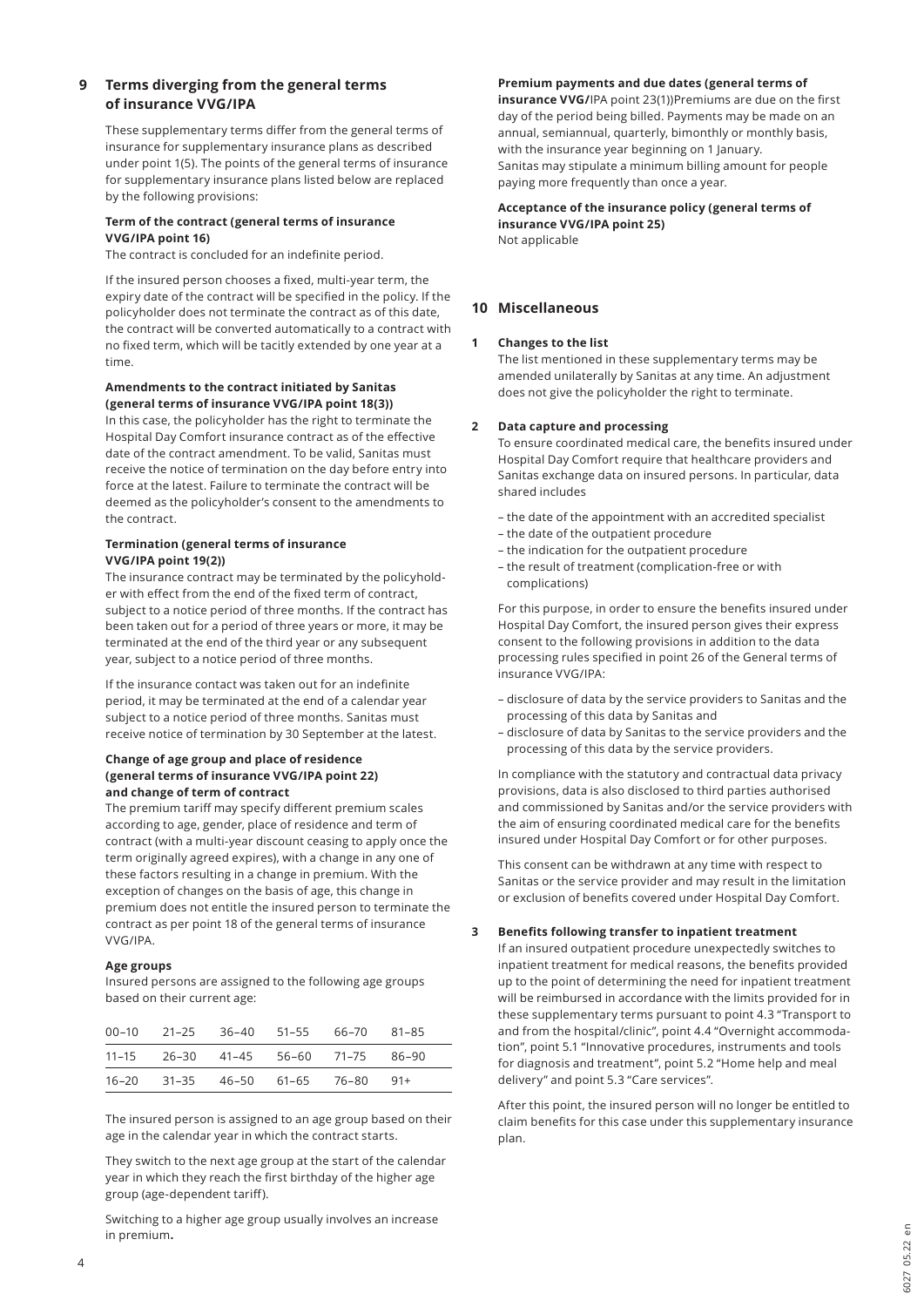## 9 Terms diverging from the general terms of insurance VVG/IPA

These supplementary terms differ from the general terms of insurance for supplementary insurance plans as described under point 1(5). The points of the general terms of insurance for supplementary insurance plans listed below are replaced by the following provisions:

**Term of the contract (general terms of insurance VVG/IPA point 16)**
The contract is concluded for an indefinite period.

If the insured person chooses a fixed, multi-year term, the expiry date of the contract will be specified in the policy. If the policyholder does not terminate the contract as of this date, the contract will be converted automatically to a contract with no fixed term, which will be tacitly extended by one year at a time.

**Amendments to the contract initiated by Sanitas (general terms of insurance VVG/IPA point 18(3))**
In this case, the policyholder has the right to terminate the Hospital Day Comfort insurance contract as of the effective date of the contract amendment. To be valid, Sanitas must receive the notice of termination on the day before entry into force at the latest. Failure to terminate the contract will be deemed as the policyholder's consent to the amendments to the contract.

**Termination (general terms of insurance VVG/IPA point 19(2))**
The insurance contract may be terminated by the policyholder with effect from the end of the fixed term of contract, subject to a notice period of three months. If the contract has been taken out for a period of three years or more, it may be terminated at the end of the third year or any subsequent year, subject to a notice period of three months.

If the insurance contact was taken out for an indefinite period, it may be terminated at the end of a calendar year subject to a notice period of three months. Sanitas must receive notice of termination by 30 September at the latest.

**Change of age group and place of residence (general terms of insurance VVG/IPA point 22) and change of term of contract**
The premium tariff may specify different premium scales according to age, gender, place of residence and term of contract (with a multi-year discount ceasing to apply once the term originally agreed expires), with a change in any one of these factors resulting in a change in premium. With the exception of changes on the basis of age, this change in premium does not entitle the insured person to terminate the contract as per point 18 of the general terms of insurance VVG/IPA.

**Age groups**
Insured persons are assigned to the following age groups based on their current age:

| | | | | | |
|---|---|---|---|---|---|
| 00–10 | 21–25 | 36–40 | 51–55 | 66–70 | 81–85 |
| 11–15 | 26–30 | 41–45 | 56–60 | 71–75 | 86–90 |
| 16–20 | 31–35 | 46–50 | 61–65 | 76–80 | 91+ |

The insured person is assigned to an age group based on their age in the calendar year in which the contract starts.

They switch to the next age group at the start of the calendar year in which they reach the first birthday of the higher age group (age-dependent tariff).

Switching to a higher age group usually involves an increase in premium**.**

**Premium payments and due dates (general terms of insurance VVG/**IPA point 23(1))Premiums are due on the first day of the period being billed. Payments may be made on an annual, semiannual, quarterly, bimonthly or monthly basis, with the insurance year beginning on 1 January.
Sanitas may stipulate a minimum billing amount for people paying more frequently than once a year.

**Acceptance of the insurance policy (general terms of insurance VVG/IPA point 25)**
Not applicable

## 10 Miscellaneous

**1 Changes to the list**
The list mentioned in these supplementary terms may be amended unilaterally by Sanitas at any time. An adjustment does not give the policyholder the right to terminate.

**2 Data capture and processing**
To ensure coordinated medical care, the benefits insured under Hospital Day Comfort require that healthcare providers and Sanitas exchange data on insured persons. In particular, data shared includes

- the date of the appointment with an accredited specialist
- the date of the outpatient procedure
- the indication for the outpatient procedure
- the result of treatment (complication-free or with complications)

For this purpose, in order to ensure the benefits insured under Hospital Day Comfort, the insured person gives their express consent to the following provisions in addition to the data processing rules specified in point 26 of the General terms of insurance VVG/IPA:

- disclosure of data by the service providers to Sanitas and the processing of this data by Sanitas and
- disclosure of data by Sanitas to the service providers and the processing of this data by the service providers.

In compliance with the statutory and contractual data privacy provisions, data is also disclosed to third parties authorised and commissioned by Sanitas and/or the service providers with the aim of ensuring coordinated medical care for the benefits insured under Hospital Day Comfort or for other purposes.

This consent can be withdrawn at any time with respect to Sanitas or the service provider and may result in the limitation or exclusion of benefits covered under Hospital Day Comfort.

**3 Benefits following transfer to inpatient treatment**
If an insured outpatient procedure unexpectedly switches to inpatient treatment for medical reasons, the benefits provided up to the point of determining the need for inpatient treatment will be reimbursed in accordance with the limits provided for in these supplementary terms pursuant to point 4.3 "Transport to and from the hospital/clinic", point 4.4 "Overnight accommodation", point 5.1 "Innovative procedures, instruments and tools for diagnosis and treatment", point 5.2 "Home help and meal delivery" and point 5.3 "Care services".

After this point, the insured person will no longer be entitled to claim benefits for this case under this supplementary insurance plan.